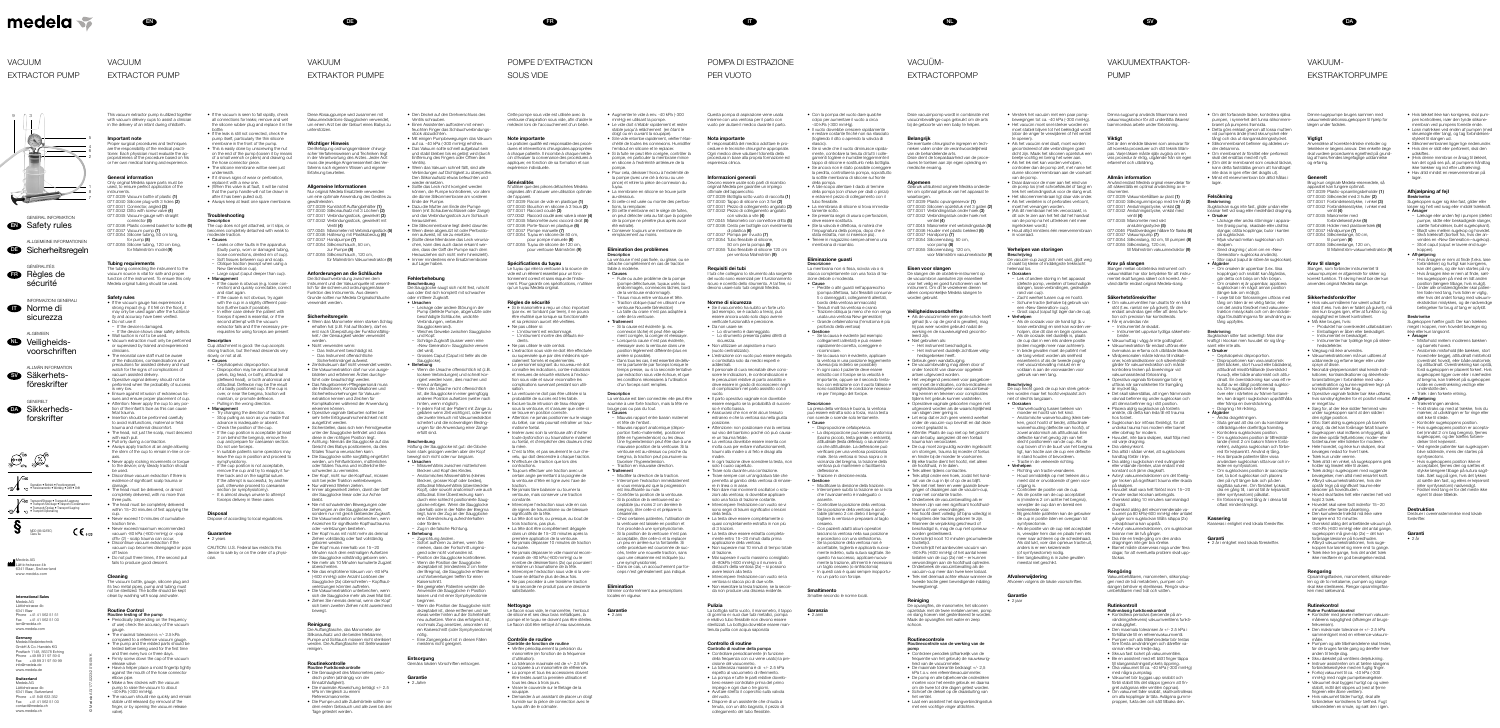# medela

EN DE FR IT NL SV DA

# VACUUM EXTRACTOR PUMP

EN Safety rules

DE Sicherheitsregeln

FR Règles de sécurité

IT Norme di sicurezza

NL Veiligheidsvoorschriften

SV Säkerhetsföreskrifter

DA Sikkerhedsforskrifter

GENERAL INFORMATION
ALLGEMEINE INFORMATIONEN
INFORMATIONS GÉNÉRALES
INFORMAZIONI GENERALI
ALGEMEEN
ALLMÄN INFORMATION
GENERELT

**International Sales**
Medela AG
Lättichstrasse 4b
6341 Baar
Switzerland
www.medela.com

**Germany**
Medela Medizintechnik GmbH & Co. Handels KG
www.medela.de

**Switzerland**
Medela AG
Lättichstrasse 4b
6341 Baar, Switzerland
www.medela.ch

# VACUUM EXTRACTOR PUMP

This vacuum extractor pump is slotted together with vacuum delivery cups to assist a clinician in the delivery of an infant during childbirth.

### Important note

Proper surgical procedures and techniques are the responsibility of the medical professional. Each clinician must evaluate the appropriateness of the procedure based on his or her own medical training and experience.

### General information

Only original Medela spare parts must be used to ensure perfect operation of the product.

- 077.0006 Vacuum bottle of plastic (1)
- 077.0020 Silicone plug with 3 holes (2)
- 077.0026 Silicone tubing (3)
- 077.0059 Cap, with screw (4)
- 077.0060 Vacuum gauge with screw (5)
- 077.0062 Silicone membrane in pump (6)
- 077.0075 Plastic coated handle (7)
- 077.0121 Vacuum pump (7)
- 077.0068 Silicone cup, with tubing, for pump (8)
- 077.0065 Silicone tubing, 120 cm long, for the vacuum pump (9)

### Tubing requirements

The tubing connecting the instrument to the vacuum source is vital for safe and proper function of the instrument. Therefore only Medela original tubing should be used.

### Safety rules

- If the vacuum gauge has experienced a dropping shock or if the lid or the body of the pump is damaged, contact the service.
- Ensure that:
  - the device is undamaged;
  - the device has no visible damage to all parts.
- Vacuum extraction must only be performed or supervised by trained and experienced clinicians.
- The neonatal care staff must be aware of the indications, contraindications and precautions for assisted delivery and must watch for the signs of complications of vacuum-assisted delivery.
- Operative vaginal delivery should not be performed when the probability of success is low.
- Ensure against all kinds of reasons to make sure the proper placement of cup.
- Attention: the cup must not be pressed against the infant's face.
- Make sure the vacuum is in the right position before starting the extraction.
- Do not apply rocking movements to the pump or the device.
- Do not apply torsion on the cup.
- The level must be completely attained within 10–20 minutes after applying the cup.
- Never exceed 3 minutes of cumulative traction time.
- Never exceed maximum recommended vacuum (–60 kPa / –600 mmHg) or pop-offs.
- Do not put hard items in the vessel.

### Cleaning

The vacuum bottle, gauge, silicone plug and lid, the vacuum pump and tubing must not be sterilized. The bottle should be kept clean by washing with soap and water.

### Routine Control

**Function testing of the pump**

- Previously depending on the frequency of use, check the accuracy of the vacuum gauge.
- The desired tolerance is +/- 2.5 kPa compared to a reference vacuum gauge.
- The pump and its components should be tested before being used for the first time.
- Put the ring on the gauge.
- Block the tubing with a finger and check the vacuum.
- Make sure the valve is closed.
- The vacuum should build quickly and remain stable until released.

- If the vacuum is slow to build up, check all connections for leaks, remove and wet the silicone plug and replace it in the bottle.
- If the leak is still not corrected, check the pump itself, particularly the membrane in the front of the pump.
- This is easily done by unscrewing the nut on the end of the pump.
- The silicone membrane will be seen.
- If it shows signs of wear or perforation, replace it.
- When the valve is fixed, it will be noted that the pump handle will not be drawn in after it has been pulled out.
- Always keep at least one spare membrane.

### Troubleshooting

**Description**

The cup does not get attached, or it slips, or becomes completely detached with weak to moderate traction.

- **Causes**
  - Leaks in other faults in the apparatus.
  - Faulty pump, vacuum leaking through tubing, loose connections, stretched cup.
  - Oversized cup or wrong size cup.
  - Oblique traction exerted when using a New Generation cup.
  - Large caput placed deeper than cup.
- **Management**
  - If the cause is structural e.g. traction movement, oblique traction, etc., correct them before re-applying.
  - If the cause is not obvious, try again with the cup in a slightly different position.
  - In either case, if the patient still has no progress, a change of delivery technique should be considered.
  - Pulling in the wrong direction.
  - The new cup should only be used by another clinician after a third pop-off.

### Disposal

Dispose of according to local regulations.

### Guarantee

- 2 years

CAUTION: U.S. Federal law restricts this device to sale by or on the order of a physician.

# VAKUUM EXTRAKTOR PUMPE

# POMPE D'EXTRACTION SOUS VIDE

# POMPA DI ESTRAZIONE PER VUOTO

# VACUÜM-EXTRACTORPOMP

# VAKUUMEXTRAKTOR-PUMP

# VAKUUM-EKSTRAKTORPUMPE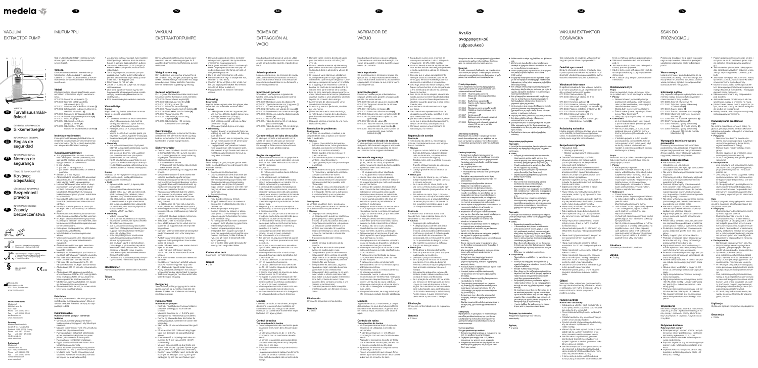# VACUUM EXTRACTOR PUMP

# IMUPUMPPU

# VAKUUM EKSTRAKTORPUMPE

# BOMBA DE EXTRACCIÓN AL VACÍO

# ASPIRADOR DE VÁCUO

# Αντλία αναρροφητικού εμβρυουλκού

# VAKUUM EXTRAKTOR ODSÁVACKA

# SSAK DO PRÓZNOCIOGU

FI Turvallisuusmääräykset

NO Sikkerhetsregler

ES Reglas de seguridad

PT Normas de segurança

EL Κανόνες ασφαλείας

CZ Bezpečnostní pravidla

PL Zasady bezpieczeństwa